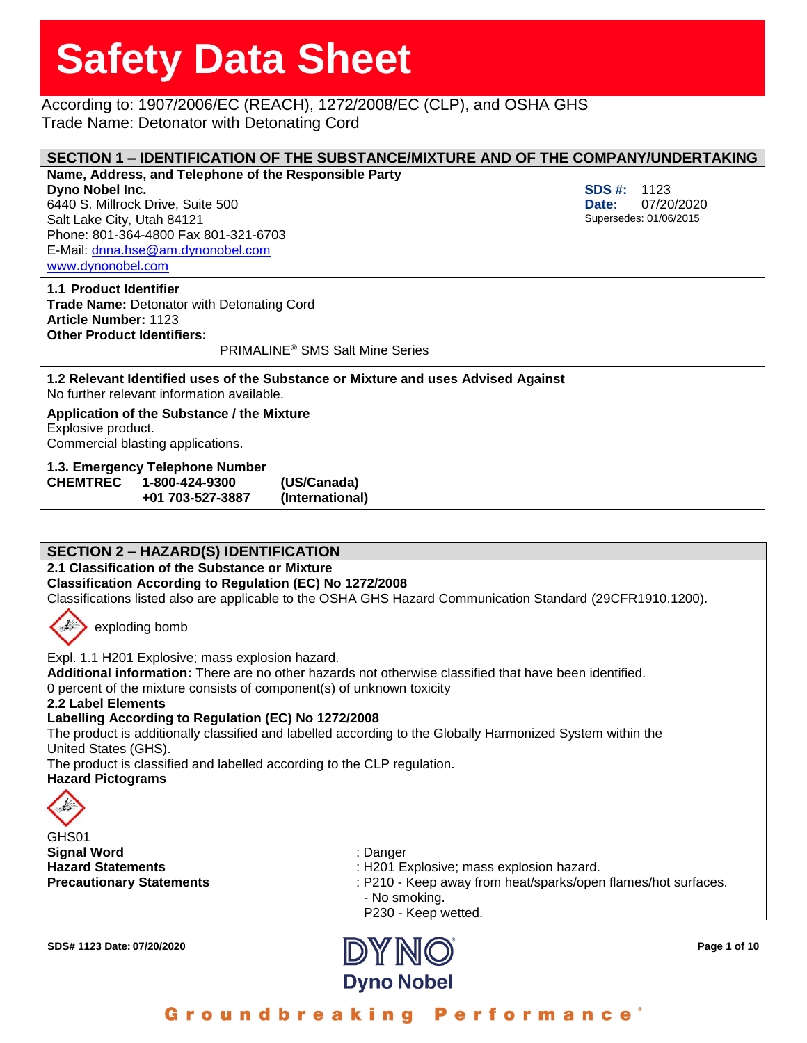# Safety Data Sheet

According to: 1907/2006/EC (REACH), 1272/2008/EC (CLP), and OSHA GHS
Trade Name: Detonator with Detonating Cord

## SECTION 1 – IDENTIFICATION OF THE SUBSTANCE/MIXTURE AND OF THE COMPANY/UNDERTAKING

**Name, Address, and Telephone of the Responsible Party**

**Dyno Nobel Inc.**
6440 S. Millrock Drive, Suite 500
Salt Lake City, Utah 84121
Phone: 801-364-4800 Fax 801-321-6703
E-Mail: dnna.hse@am.dynonobel.com
www.dynonobel.com

**SDS #:** 1123
**Date:** 07/20/2020
Supersedes: 01/06/2015

### 1.1 Product Identifier

**Trade Name:** Detonator with Detonating Cord
**Article Number:** 1123
**Other Product Identifiers:**

PRIMALINE® SMS Salt Mine Series

### 1.2 Relevant Identified uses of the Substance or Mixture and uses Advised Against

No further relevant information available.

**Application of the Substance / the Mixture**
Explosive product.
Commercial blasting applications.

### 1.3. Emergency Telephone Number

| | | |
|---|---|---|
| **CHEMTREC** | **1-800-424-9300** | **(US/Canada)** |
| | **+01 703-527-3887** | **(International)** |

## SECTION 2 – HAZARD(S) IDENTIFICATION

### 2.1 Classification of the Substance or Mixture

**Classification According to Regulation (EC) No 1272/2008**
Classifications listed also are applicable to the OSHA GHS Hazard Communication Standard (29CFR1910.1200).

exploding bomb

Expl. 1.1 H201 Explosive; mass explosion hazard.
**Additional information:** There are no other hazards not otherwise classified that have been identified.
0 percent of the mixture consists of component(s) of unknown toxicity

### 2.2 Label Elements

**Labelling According to Regulation (EC) No 1272/2008**
The product is additionally classified and labelled according to the Globally Harmonized System within the United States (GHS).
The product is classified and labelled according to the CLP regulation.

**Hazard Pictograms**

GHS01

**Signal Word** : Danger
**Hazard Statements** : H201 Explosive; mass explosion hazard.
**Precautionary Statements** : P210 - Keep away from heat/sparks/open flames/hot surfaces. - No smoking.
P230 - Keep wetted.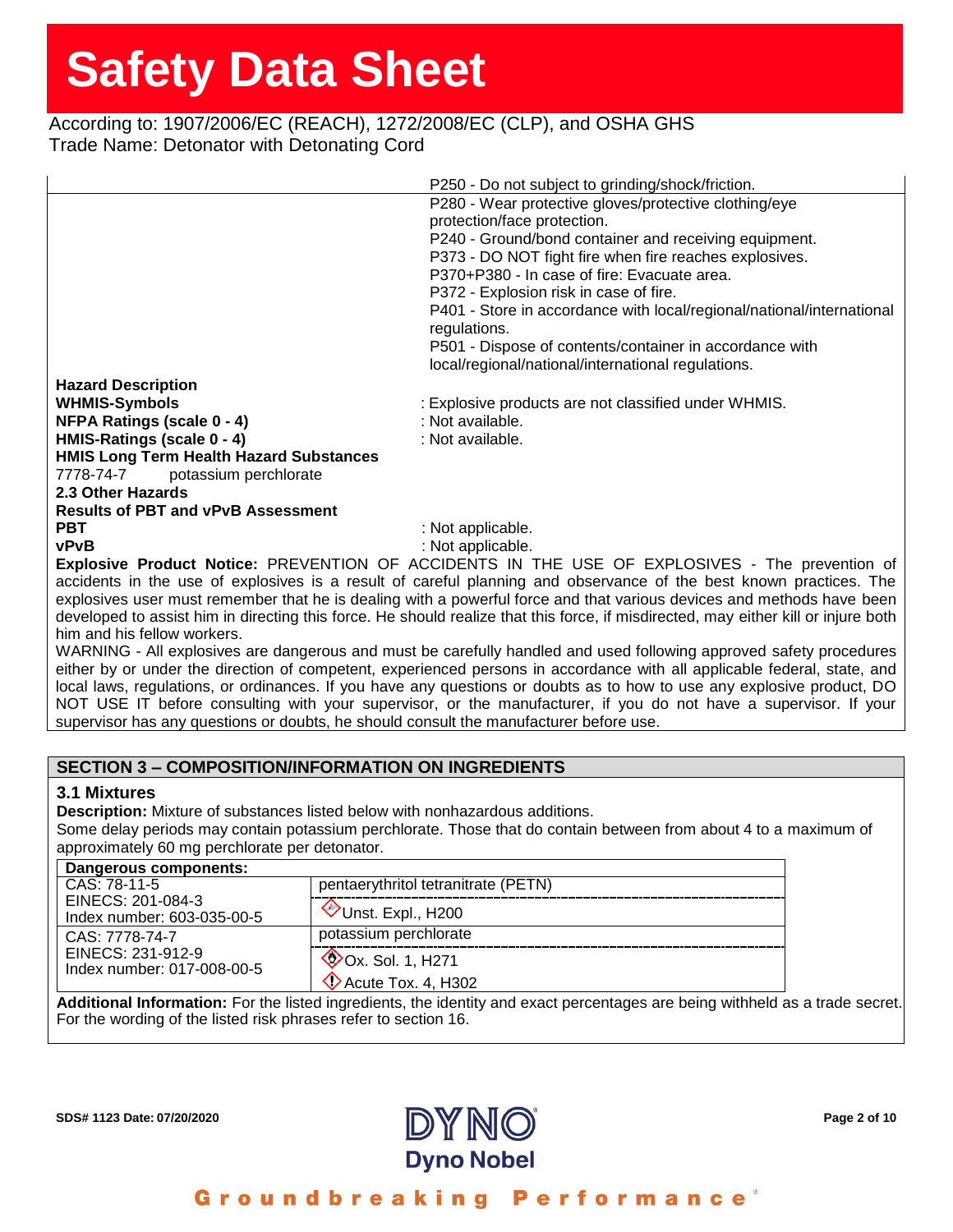P250 - Do not subject to grinding/shock/friction.

P280 - Wear protective gloves/protective clothing/eye protection/face protection.
P240 - Ground/bond container and receiving equipment.
P373 - DO NOT fight fire when fire reaches explosives.
P370+P380 - In case of fire: Evacuate area.
P372 - Explosion risk in case of fire.
P401 - Store in accordance with local/regional/national/international regulations.
P501 - Dispose of contents/container in accordance with local/regional/national/international regulations.

**Hazard Description**

**WHMIS-Symbols** : Explosive products are not classified under WHMIS.

**NFPA Ratings (scale 0 - 4)** : Not available.

**HMIS-Ratings (scale 0 - 4)** : Not available.

**HMIS Long Term Health Hazard Substances**

7778-74-7 potassium perchlorate

**2.3 Other Hazards**

**Results of PBT and vPvB Assessment**

**PBT** : Not applicable.

**vPvB** : Not applicable.

**Explosive Product Notice:** PREVENTION OF ACCIDENTS IN THE USE OF EXPLOSIVES - The prevention of accidents in the use of explosives is a result of careful planning and observance of the best known practices. The explosives user must remember that he is dealing with a powerful force and that various devices and methods have been developed to assist him in directing this force. He should realize that this force, if misdirected, may either kill or injure both him and his fellow workers.

WARNING - All explosives are dangerous and must be carefully handled and used following approved safety procedures either by or under the direction of competent, experienced persons in accordance with all applicable federal, state, and local laws, regulations, or ordinances. If you have any questions or doubts as to how to use any explosive product, DO NOT USE IT before consulting with your supervisor, or the manufacturer, if you do not have a supervisor. If your supervisor has any questions or doubts, he should consult the manufacturer before use.

## SECTION 3 – COMPOSITION/INFORMATION ON INGREDIENTS

### 3.1 Mixtures

**Description:** Mixture of substances listed below with nonhazardous additions.

Some delay periods may contain potassium perchlorate. Those that do contain between from about 4 to a maximum of approximately 60 mg perchlorate per detonator.

| Dangerous components: | |
|---|---|
| CAS: 78-11-5<br>EINECS: 201-084-3<br>Index number: 603-035-00-5 | pentaerythritol tetranitrate (PETN)<br>Unst. Expl., H200 |
| CAS: 7778-74-7<br>EINECS: 231-912-9<br>Index number: 017-008-00-5 | potassium perchlorate<br>Ox. Sol. 1, H271<br>Acute Tox. 4, H302 |

**Additional Information:** For the listed ingredients, the identity and exact percentages are being withheld as a trade secret. For the wording of the listed risk phrases refer to section 16.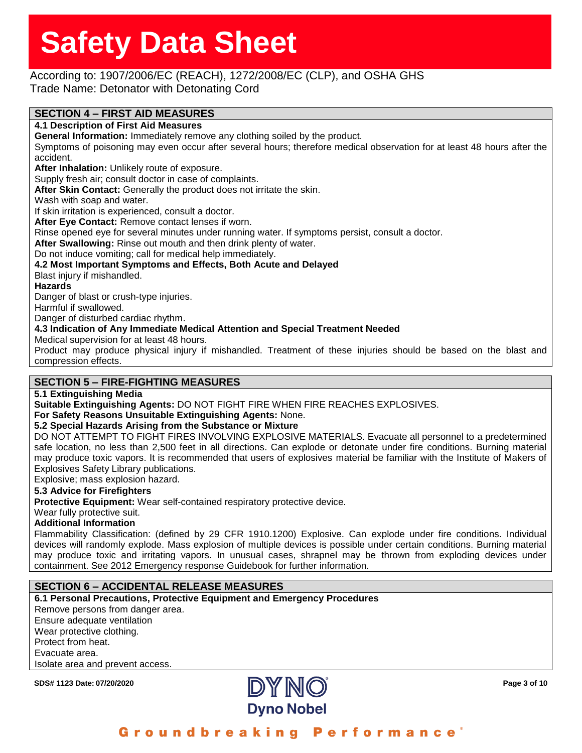# Safety Data Sheet

According to: 1907/2006/EC (REACH), 1272/2008/EC (CLP), and OSHA GHS
Trade Name: Detonator with Detonating Cord

## SECTION 4 – FIRST AID MEASURES

### 4.1 Description of First Aid Measures

**General Information:** Immediately remove any clothing soiled by the product.

Symptoms of poisoning may even occur after several hours; therefore medical observation for at least 48 hours after the accident.

**After Inhalation:** Unlikely route of exposure.

Supply fresh air; consult doctor in case of complaints.

**After Skin Contact:** Generally the product does not irritate the skin.

Wash with soap and water.

If skin irritation is experienced, consult a doctor.

**After Eye Contact:** Remove contact lenses if worn.

Rinse opened eye for several minutes under running water. If symptoms persist, consult a doctor.

**After Swallowing:** Rinse out mouth and then drink plenty of water.

Do not induce vomiting; call for medical help immediately.

### 4.2 Most Important Symptoms and Effects, Both Acute and Delayed

Blast injury if mishandled.

**Hazards**

Danger of blast or crush-type injuries.

Harmful if swallowed.

Danger of disturbed cardiac rhythm.

### 4.3 Indication of Any Immediate Medical Attention and Special Treatment Needed

Medical supervision for at least 48 hours.

Product may produce physical injury if mishandled. Treatment of these injuries should be based on the blast and compression effects.

## SECTION 5 – FIRE-FIGHTING MEASURES

### 5.1 Extinguishing Media

**Suitable Extinguishing Agents:** DO NOT FIGHT FIRE WHEN FIRE REACHES EXPLOSIVES.

**For Safety Reasons Unsuitable Extinguishing Agents:** None.

### 5.2 Special Hazards Arising from the Substance or Mixture

DO NOT ATTEMPT TO FIGHT FIRES INVOLVING EXPLOSIVE MATERIALS. Evacuate all personnel to a predetermined safe location, no less than 2,500 feet in all directions. Can explode or detonate under fire conditions. Burning material may produce toxic vapors. It is recommended that users of explosives material be familiar with the Institute of Makers of Explosives Safety Library publications.

Explosive; mass explosion hazard.

### 5.3 Advice for Firefighters

**Protective Equipment:** Wear self-contained respiratory protective device.

Wear fully protective suit.

**Additional Information**

Flammability Classification: (defined by 29 CFR 1910.1200) Explosive. Can explode under fire conditions. Individual devices will randomly explode. Mass explosion of multiple devices is possible under certain conditions. Burning material may produce toxic and irritating vapors. In unusual cases, shrapnel may be thrown from exploding devices under containment. See 2012 Emergency response Guidebook for further information.

## SECTION 6 – ACCIDENTAL RELEASE MEASURES

### 6.1 Personal Precautions, Protective Equipment and Emergency Procedures

Remove persons from danger area.

Ensure adequate ventilation

Wear protective clothing.

Protect from heat.

Evacuate area.

Isolate area and prevent access.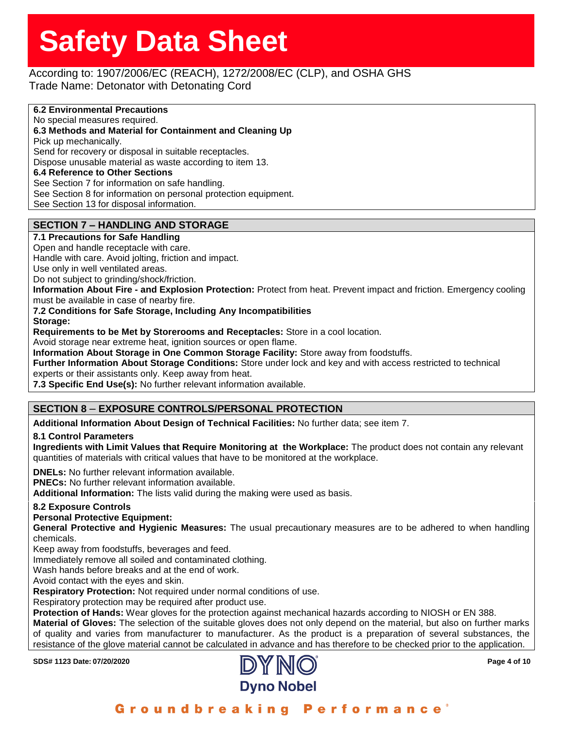### 6.2 Environmental Precautions

No special measures required.

### 6.3 Methods and Material for Containment and Cleaning Up

Pick up mechanically.
Send for recovery or disposal in suitable receptacles.
Dispose unusable material as waste according to item 13.

### 6.4 Reference to Other Sections

See Section 7 for information on safe handling.
See Section 8 for information on personal protection equipment.
See Section 13 for disposal information.

## SECTION 7 – HANDLING AND STORAGE

### 7.1 Precautions for Safe Handling

Open and handle receptacle with care.
Handle with care. Avoid jolting, friction and impact.
Use only in well ventilated areas.
Do not subject to grinding/shock/friction.

**Information About Fire - and Explosion Protection:** Protect from heat. Prevent impact and friction. Emergency cooling must be available in case of nearby fire.

### 7.2 Conditions for Safe Storage, Including Any Incompatibilities

**Storage:**

**Requirements to be Met by Storerooms and Receptacles:** Store in a cool location.
Avoid storage near extreme heat, ignition sources or open flame.

**Information About Storage in One Common Storage Facility:** Store away from foodstuffs.

**Further Information About Storage Conditions:** Store under lock and key and with access restricted to technical experts or their assistants only. Keep away from heat.

**7.3 Specific End Use(s):** No further relevant information available.

## SECTION 8 – EXPOSURE CONTROLS/PERSONAL PROTECTION

**Additional Information About Design of Technical Facilities:** No further data; see item 7.

### 8.1 Control Parameters

**Ingredients with Limit Values that Require Monitoring at the Workplace:** The product does not contain any relevant quantities of materials with critical values that have to be monitored at the workplace.

**DNELs:** No further relevant information available.
**PNECs:** No further relevant information available.
**Additional Information:** The lists valid during the making were used as basis.

### 8.2 Exposure Controls

**Personal Protective Equipment:**

**General Protective and Hygienic Measures:** The usual precautionary measures are to be adhered to when handling chemicals.
Keep away from foodstuffs, beverages and feed.
Immediately remove all soiled and contaminated clothing.
Wash hands before breaks and at the end of work.
Avoid contact with the eyes and skin.

**Respiratory Protection:** Not required under normal conditions of use.
Respiratory protection may be required after product use.

**Protection of Hands:** Wear gloves for the protection against mechanical hazards according to NIOSH or EN 388.

**Material of Gloves:** The selection of the suitable gloves does not only depend on the material, but also on further marks of quality and varies from manufacturer to manufacturer. As the product is a preparation of several substances, the resistance of the glove material cannot be calculated in advance and has therefore to be checked prior to the application.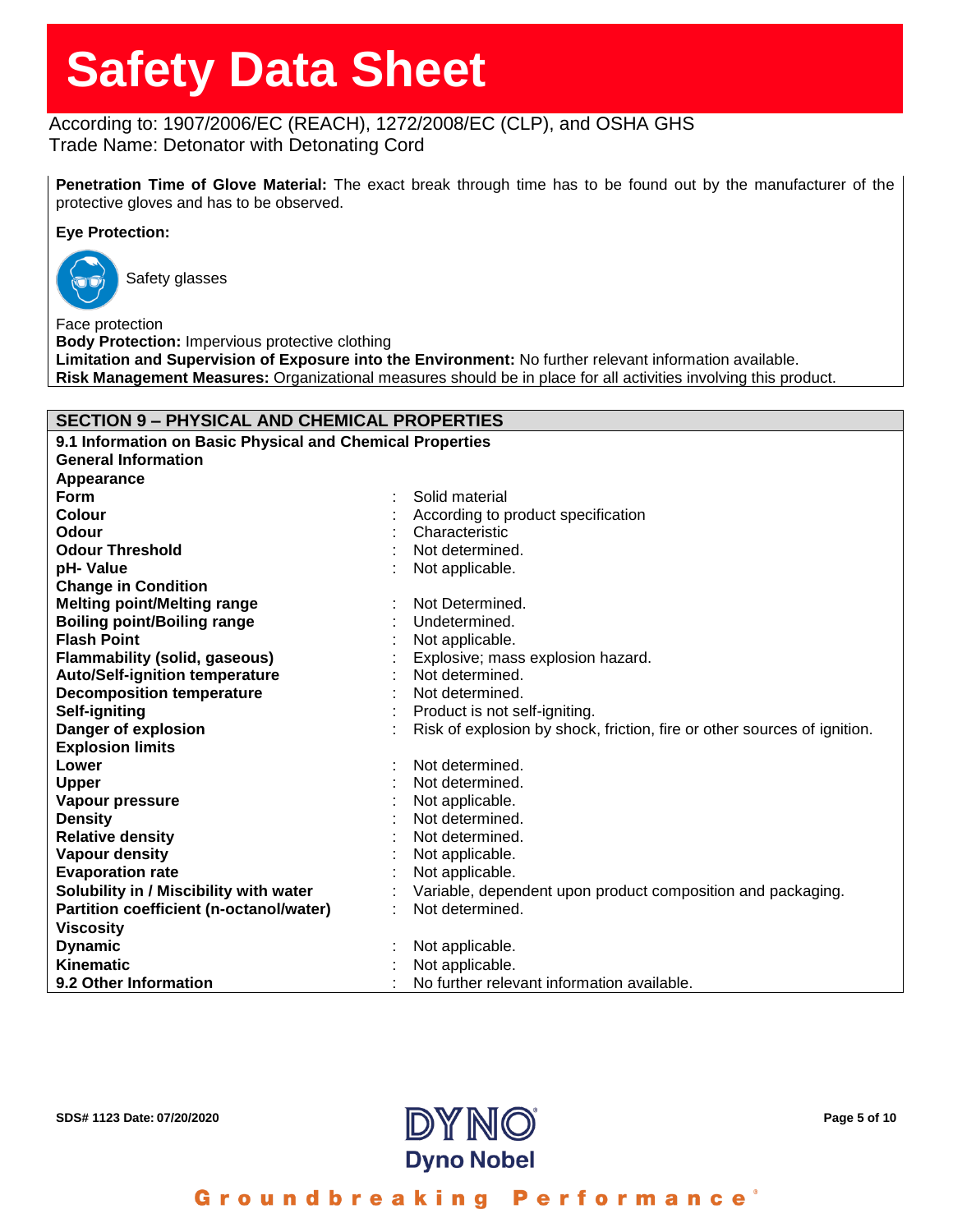**Penetration Time of Glove Material:** The exact break through time has to be found out by the manufacturer of the protective gloves and has to be observed.

**Eye Protection:**

Safety glasses

Face protection

**Body Protection:** Impervious protective clothing

**Limitation and Supervision of Exposure into the Environment:** No further relevant information available.

**Risk Management Measures:** Organizational measures should be in place for all activities involving this product.

## SECTION 9 – PHYSICAL AND CHEMICAL PROPERTIES

**9.1 Information on Basic Physical and Chemical Properties**

**General Information**

**Appearance**

| | |
|---|---|
| **Form** | Solid material |
| **Colour** | According to product specification |
| **Odour** | Characteristic |
| **Odour Threshold** | Not determined. |
| **pH- Value** | Not applicable. |
| **Change in Condition** | |
| **Melting point/Melting range** | Not Determined. |
| **Boiling point/Boiling range** | Undetermined. |
| **Flash Point** | Not applicable. |
| **Flammability (solid, gaseous)** | Explosive; mass explosion hazard. |
| **Auto/Self-ignition temperature** | Not determined. |
| **Decomposition temperature** | Not determined. |
| **Self-igniting** | Product is not self-igniting. |
| **Danger of explosion** | Risk of explosion by shock, friction, fire or other sources of ignition. |
| **Explosion limits** | |
| **Lower** | Not determined. |
| **Upper** | Not determined. |
| **Vapour pressure** | Not applicable. |
| **Density** | Not determined. |
| **Relative density** | Not determined. |
| **Vapour density** | Not applicable. |
| **Evaporation rate** | Not applicable. |
| **Solubility in / Miscibility with water** | Variable, dependent upon product composition and packaging. |
| **Partition coefficient (n-octanol/water)** | Not determined. |
| **Viscosity** | |
| **Dynamic** | Not applicable. |
| **Kinematic** | Not applicable. |
| **9.2 Other Information** | No further relevant information available. |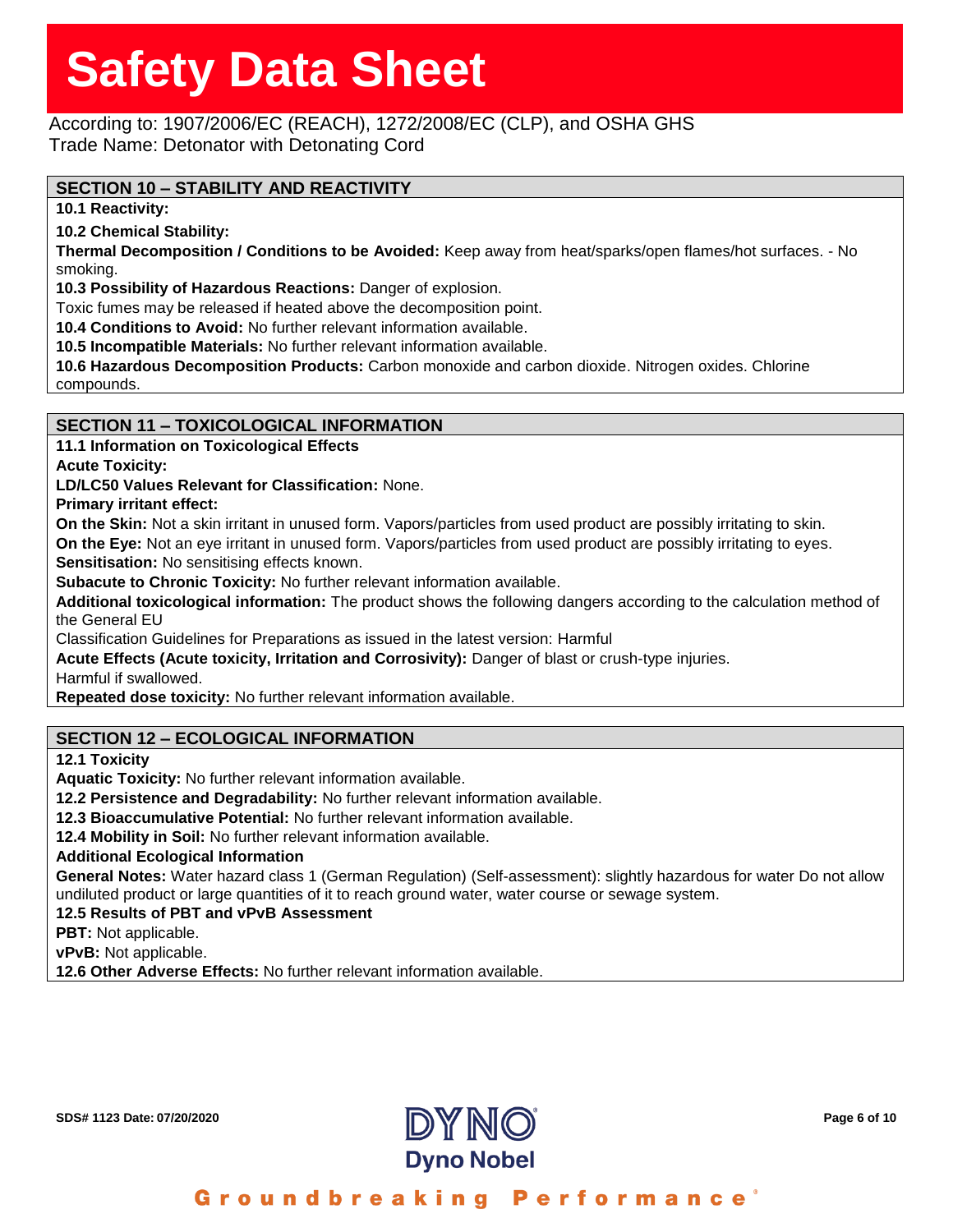## SECTION 10 – STABILITY AND REACTIVITY

**10.1 Reactivity:**

**10.2 Chemical Stability:**

**Thermal Decomposition / Conditions to be Avoided:** Keep away from heat/sparks/open flames/hot surfaces. - No smoking.

**10.3 Possibility of Hazardous Reactions:** Danger of explosion.

Toxic fumes may be released if heated above the decomposition point.

**10.4 Conditions to Avoid:** No further relevant information available.

**10.5 Incompatible Materials:** No further relevant information available.

**10.6 Hazardous Decomposition Products:** Carbon monoxide and carbon dioxide. Nitrogen oxides. Chlorine compounds.

## SECTION 11 – TOXICOLOGICAL INFORMATION

**11.1 Information on Toxicological Effects**

**Acute Toxicity:**

**LD/LC50 Values Relevant for Classification:** None.

**Primary irritant effect:**

**On the Skin:** Not a skin irritant in unused form. Vapors/particles from used product are possibly irritating to skin.

**On the Eye:** Not an eye irritant in unused form. Vapors/particles from used product are possibly irritating to eyes.

**Sensitisation:** No sensitising effects known.

**Subacute to Chronic Toxicity:** No further relevant information available.

**Additional toxicological information:** The product shows the following dangers according to the calculation method of the General EU

Classification Guidelines for Preparations as issued in the latest version: Harmful

**Acute Effects (Acute toxicity, Irritation and Corrosivity):** Danger of blast or crush-type injuries.

Harmful if swallowed.

**Repeated dose toxicity:** No further relevant information available.

## SECTION 12 – ECOLOGICAL INFORMATION

**12.1 Toxicity**

**Aquatic Toxicity:** No further relevant information available.

**12.2 Persistence and Degradability:** No further relevant information available.

**12.3 Bioaccumulative Potential:** No further relevant information available.

**12.4 Mobility in Soil:** No further relevant information available.

**Additional Ecological Information**

**General Notes:** Water hazard class 1 (German Regulation) (Self-assessment): slightly hazardous for water Do not allow undiluted product or large quantities of it to reach ground water, water course or sewage system.

**12.5 Results of PBT and vPvB Assessment**

**PBT:** Not applicable.

**vPvB:** Not applicable.

**12.6 Other Adverse Effects:** No further relevant information available.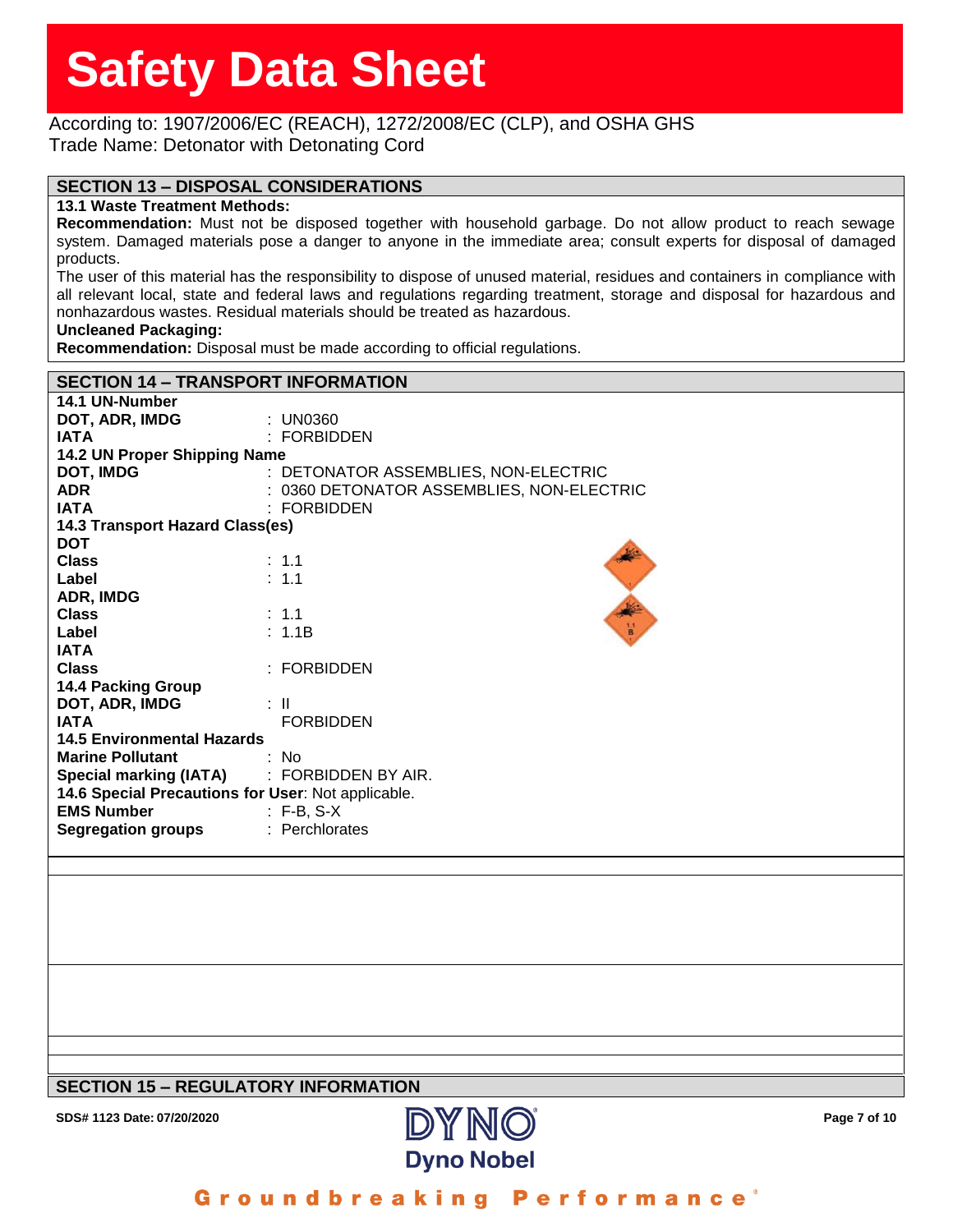# Safety Data Sheet

According to: 1907/2006/EC (REACH), 1272/2008/EC (CLP), and OSHA GHS
Trade Name: Detonator with Detonating Cord

## SECTION 13 – DISPOSAL CONSIDERATIONS

**13.1 Waste Treatment Methods:**

**Recommendation:** Must not be disposed together with household garbage. Do not allow product to reach sewage system. Damaged materials pose a danger to anyone in the immediate area; consult experts for disposal of damaged products.

The user of this material has the responsibility to dispose of unused material, residues and containers in compliance with all relevant local, state and federal laws and regulations regarding treatment, storage and disposal for hazardous and nonhazardous wastes. Residual materials should be treated as hazardous.

**Uncleaned Packaging:**

**Recommendation:** Disposal must be made according to official regulations.

## SECTION 14 – TRANSPORT INFORMATION

**14.1 UN-Number**

| | |
|---|---|
| **DOT, ADR, IMDG** | : UN0360 |
| **IATA** | : FORBIDDEN |

**14.2 UN Proper Shipping Name**

| | |
|---|---|
| **DOT, IMDG** | : DETONATOR ASSEMBLIES, NON-ELECTRIC |
| **ADR** | : 0360 DETONATOR ASSEMBLIES, NON-ELECTRIC |
| **IATA** | : FORBIDDEN |

**14.3 Transport Hazard Class(es)**

**DOT**

| | |
|---|---|
| **Class** | : 1.1 |
| **Label** | : 1.1 |

**ADR, IMDG**

| | |
|---|---|
| **Class** | : 1.1 |
| **Label** | : 1.1B |

**IATA**

| | |
|---|---|
| **Class** | : FORBIDDEN |

**14.4 Packing Group**

| | |
|---|---|
| **DOT, ADR, IMDG** | : II |
| **IATA** | FORBIDDEN |

**14.5 Environmental Hazards**

| | |
|---|---|
| **Marine Pollutant** | : No |
| **Special marking (IATA)** | : FORBIDDEN BY AIR. |

**14.6 Special Precautions for User**: Not applicable.

| | |
|---|---|
| **EMS Number** | : F-B, S-X |
| **Segregation groups** | : Perchlorates |

## SECTION 15 – REGULATORY INFORMATION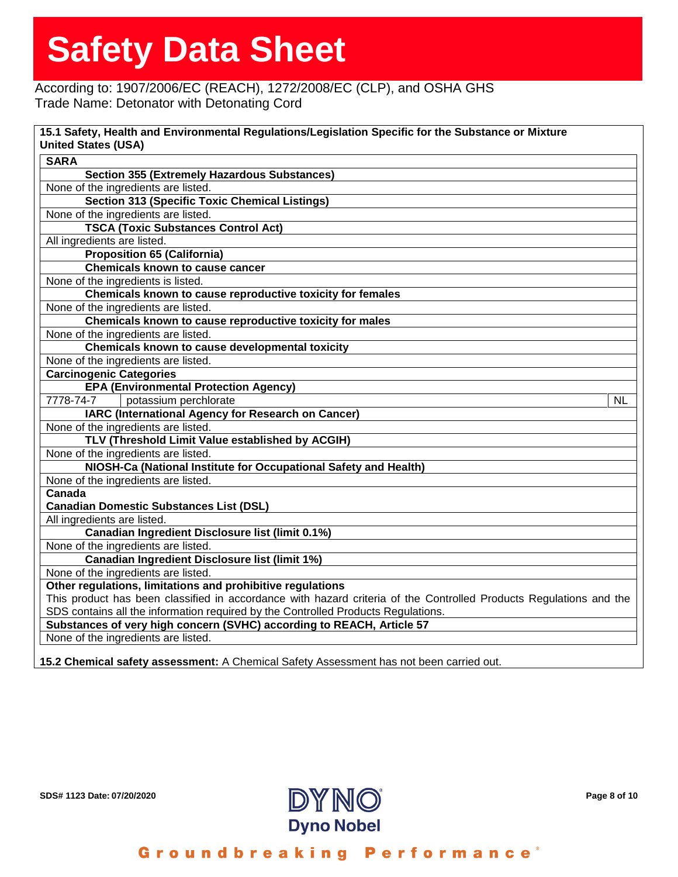# Safety Data Sheet

According to: 1907/2006/EC (REACH), 1272/2008/EC (CLP), and OSHA GHS
Trade Name: Detonator with Detonating Cord

**15.1 Safety, Health and Environmental Regulations/Legislation Specific for the Substance or Mixture**
**United States (USA)**

**SARA**

**Section 355 (Extremely Hazardous Substances)**

None of the ingredients are listed.

**Section 313 (Specific Toxic Chemical Listings)**

None of the ingredients are listed.

**TSCA (Toxic Substances Control Act)**

All ingredients are listed.

**Proposition 65 (California)**

**Chemicals known to cause cancer**

None of the ingredients is listed.

**Chemicals known to cause reproductive toxicity for females**

None of the ingredients are listed.

**Chemicals known to cause reproductive toxicity for males**

None of the ingredients are listed.

**Chemicals known to cause developmental toxicity**

None of the ingredients are listed.

**Carcinogenic Categories**

**EPA (Environmental Protection Agency)**

| 7778-74-7 | potassium perchlorate | NL |
|---|---|---|

**IARC (International Agency for Research on Cancer)**

None of the ingredients are listed.

**TLV (Threshold Limit Value established by ACGIH)**

None of the ingredients are listed.

**NIOSH-Ca (National Institute for Occupational Safety and Health)**

None of the ingredients are listed.

**Canada**

**Canadian Domestic Substances List (DSL)**

All ingredients are listed.

**Canadian Ingredient Disclosure list (limit 0.1%)**

None of the ingredients are listed.

**Canadian Ingredient Disclosure list (limit 1%)**

None of the ingredients are listed.

**Other regulations, limitations and prohibitive regulations**

This product has been classified in accordance with hazard criteria of the Controlled Products Regulations and the SDS contains all the information required by the Controlled Products Regulations.

**Substances of very high concern (SVHC) according to REACH, Article 57**

None of the ingredients are listed.

**15.2 Chemical safety assessment:** A Chemical Safety Assessment has not been carried out.

SDS# 1123 Date: 07/20/2020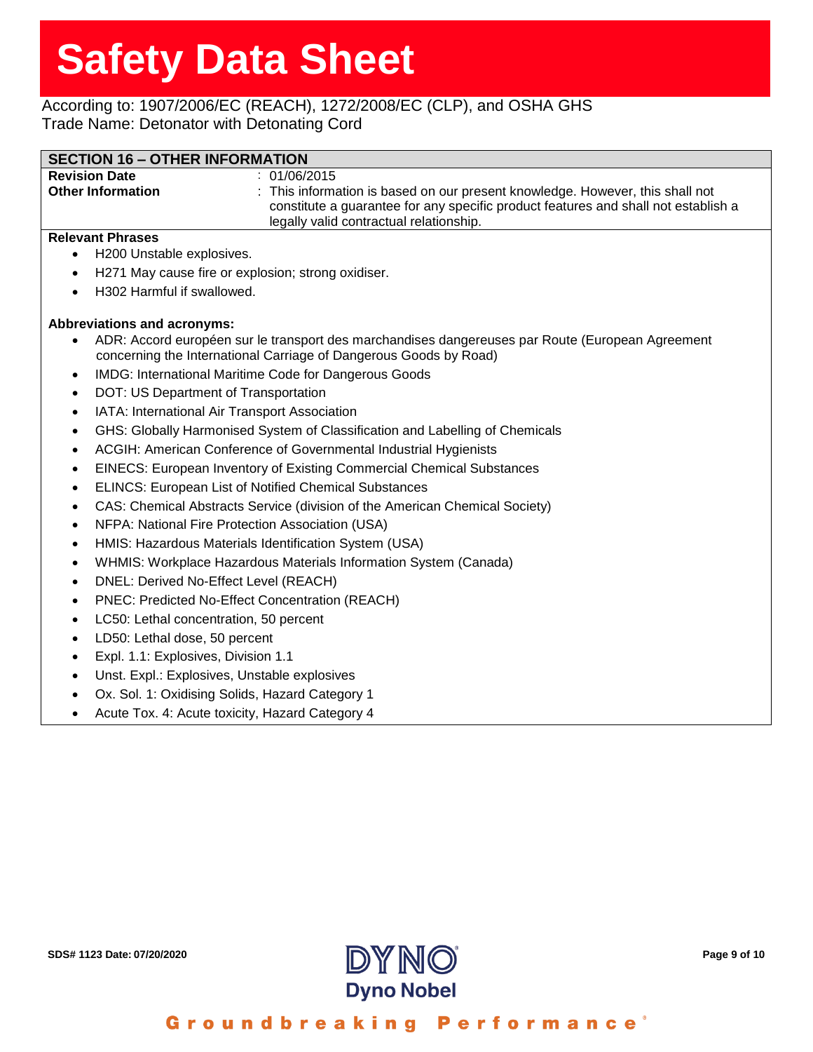# Safety Data Sheet

According to: 1907/2006/EC (REACH), 1272/2008/EC (CLP), and OSHA GHS
Trade Name: Detonator with Detonating Cord

## SECTION 16 – OTHER INFORMATION

| | |
|---|---|
| **Revision Date** | : 01/06/2015 |
| **Other Information** | : This information is based on our present knowledge. However, this shall not constitute a guarantee for any specific product features and shall not establish a legally valid contractual relationship. |

**Relevant Phrases**

- H200 Unstable explosives.
- H271 May cause fire or explosion; strong oxidiser.
- H302 Harmful if swallowed.

**Abbreviations and acronyms:**

- ADR: Accord européen sur le transport des marchandises dangereuses par Route (European Agreement concerning the International Carriage of Dangerous Goods by Road)
- IMDG: International Maritime Code for Dangerous Goods
- DOT: US Department of Transportation
- IATA: International Air Transport Association
- GHS: Globally Harmonised System of Classification and Labelling of Chemicals
- ACGIH: American Conference of Governmental Industrial Hygienists
- EINECS: European Inventory of Existing Commercial Chemical Substances
- ELINCS: European List of Notified Chemical Substances
- CAS: Chemical Abstracts Service (division of the American Chemical Society)
- NFPA: National Fire Protection Association (USA)
- HMIS: Hazardous Materials Identification System (USA)
- WHMIS: Workplace Hazardous Materials Information System (Canada)
- DNEL: Derived No-Effect Level (REACH)
- PNEC: Predicted No-Effect Concentration (REACH)
- LC50: Lethal concentration, 50 percent
- LD50: Lethal dose, 50 percent
- Expl. 1.1: Explosives, Division 1.1
- Unst. Expl.: Explosives, Unstable explosives
- Ox. Sol. 1: Oxidising Solids, Hazard Category 1
- Acute Tox. 4: Acute toxicity, Hazard Category 4

SDS# 1123 Date: 07/20/2020

Dyno Nobel

Groundbreaking Performance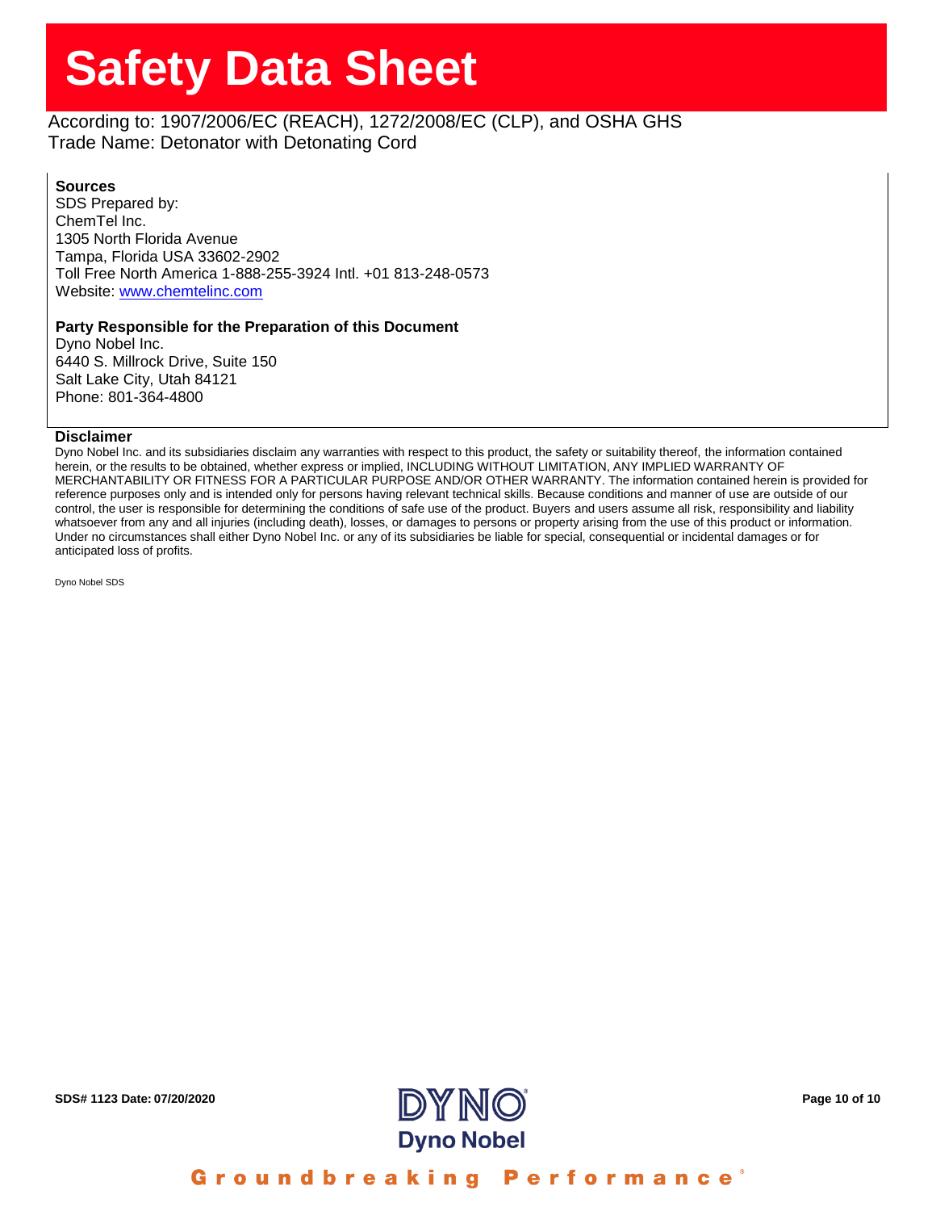### Sources

SDS Prepared by:
ChemTel Inc.
1305 North Florida Avenue
Tampa, Florida USA 33602-2902
Toll Free North America 1-888-255-3924 Intl. +01 813-248-0573
Website: www.chemtelinc.com

### Party Responsible for the Preparation of this Document

Dyno Nobel Inc.
6440 S. Millrock Drive, Suite 150
Salt Lake City, Utah 84121
Phone: 801-364-4800

### Disclaimer

Dyno Nobel Inc. and its subsidiaries disclaim any warranties with respect to this product, the safety or suitability thereof, the information contained herein, or the results to be obtained, whether express or implied, INCLUDING WITHOUT LIMITATION, ANY IMPLIED WARRANTY OF MERCHANTABILITY OR FITNESS FOR A PARTICULAR PURPOSE AND/OR OTHER WARRANTY. The information contained herein is provided for reference purposes only and is intended only for persons having relevant technical skills. Because conditions and manner of use are outside of our control, the user is responsible for determining the conditions of safe use of the product. Buyers and users assume all risk, responsibility and liability whatsoever from any and all injuries (including death), losses, or damages to persons or property arising from the use of this product or information. Under no circumstances shall either Dyno Nobel Inc. or any of its subsidiaries be liable for special, consequential or incidental damages or for anticipated loss of profits.

Dyno Nobel SDS